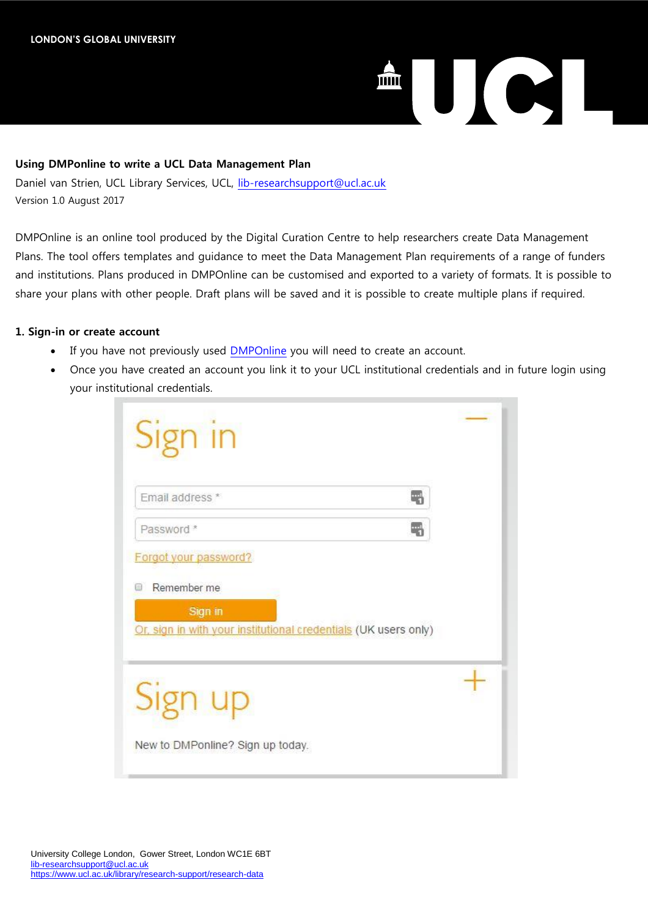**Using DMPonline to write a UCL Data Management Plan**

Daniel van Strien, UCL Library Services, UCL, lib-researchsupport@ucl.ac.uk

Version 1.0 August 2017

DMPOnline is an online tool produced by the Digital Curation Centre to help researchers create Data Management Plans. The tool offers templates and guidance to meet the Data Management Plan requirements of a range of funders and institutions. Plans produced in DMPOnline can be customised and exported to a variety of formats. It is possible to share your plans with other people. Draft plans will be saved and it is possible to create multiple plans if required.

**1. Sign-in or create account**

- If you have not previously used DMPOnline you will need to create an account.
- Once you have created an account you link it to your UCL institutional credentials and in future login using your institutional credentials.

Sign in

Email address *

Password *

Forgot your password?

Remember me

Sign in

Or, sign in with your institutional credentials (UK users only)

Sign up

New to DMPonline? Sign up today.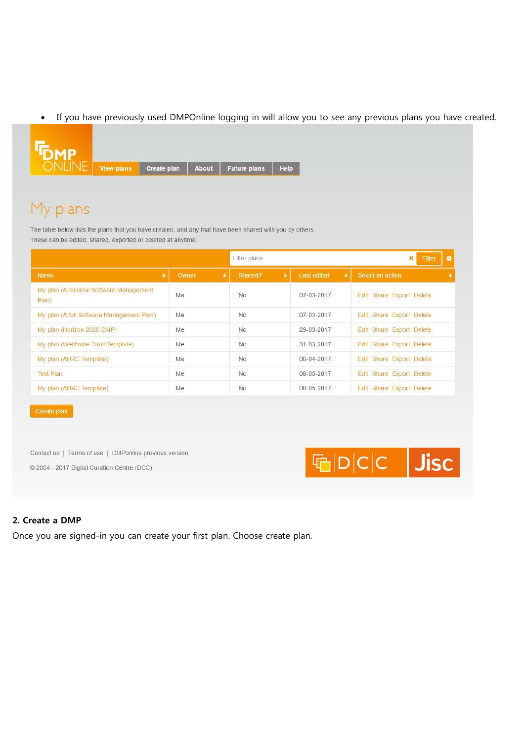- If you have previously used DMPOnline logging in will allow you to see any previous plans you have created.

DMP ONLINE

View plans | Create plan | About | Future plans | Help

# My plans

The table below lists the plans that you have created, and any that have been shared with you by others.
These can be edited, shared, exported or deleted at anytime.

Filter plans | Filter

| Name | Owner | Shared? | Last edited | Select an action |
| --- | --- | --- | --- | --- |
| My plan (A minimal Software Management Plan) | Me | No | 07-03-2017 | Edit Share Export Delete |
| My plan (A full Software Management Plan) | Me | No | 07-03-2017 | Edit Share Export Delete |
| My plan (Horizon 2020 DMP) | Me | No | 29-03-2017 | Edit Share Export Delete |
| My plan (Wellcome Trust Template) | Me | No | 31-03-2017 | Edit Share Export Delete |
| My plan (AHRC Template) | Me | No | 06-04-2017 | Edit Share Export Delete |
| Test Plan | Me | No | 08-05-2017 | Edit Share Export Delete |
| My plan (AHRC Template) | Me | No | 08-05-2017 | Edit Share Export Delete |

Create plan

Contact us | Terms of use | DMPonline previous version

© 2004 - 2017 Digital Curation Centre (DCC)

DCC Jisc

## 2. Create a DMP

Once you are signed-in you can create your first plan. Choose create plan.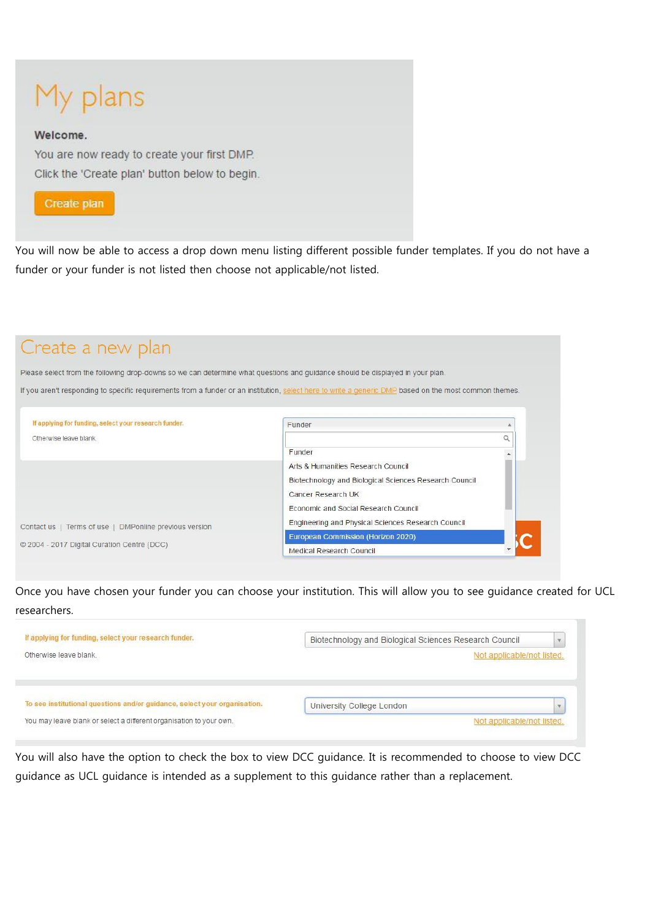My plans

**Welcome.**

You are now ready to create your first DMP.

Click the 'Create plan' button below to begin.

Create plan

You will now be able to access a drop down menu listing different possible funder templates. If you do not have a funder or your funder is not listed then choose not applicable/not listed.

Create a new plan

Please select from the following drop-downs so we can determine what questions and guidance should be displayed in your plan.

If you aren't responding to specific requirements from a funder or an institution, select here to write a generic DMP based on the most common themes.

If applying for funding, select your research funder.

Otherwise leave blank.

Funder

- Funder
- Arts & Humanities Research Council
- Biotechnology and Biological Sciences Research Council
- Cancer Research UK
- Economic and Social Research Council
- Engineering and Physical Sciences Research Council
- European Commission (Horizon 2020)
- Medical Research Council

Contact us | Terms of use | DMPonline previous version

© 2004 - 2017 Digital Curation Centre (DCC)

Once you have chosen your funder you can choose your institution. This will allow you to see guidance created for UCL researchers.

If applying for funding, select your research funder.

Otherwise leave blank.

Biotechnology and Biological Sciences Research Council

Not applicable/not listed.

To see institutional questions and/or guidance, select your organisation.

You may leave blank or select a different organisation to your own.

University College London

Not applicable/not listed.

You will also have the option to check the box to view DCC guidance. It is recommended to choose to view DCC guidance as UCL guidance is intended as a supplement to this guidance rather than a replacement.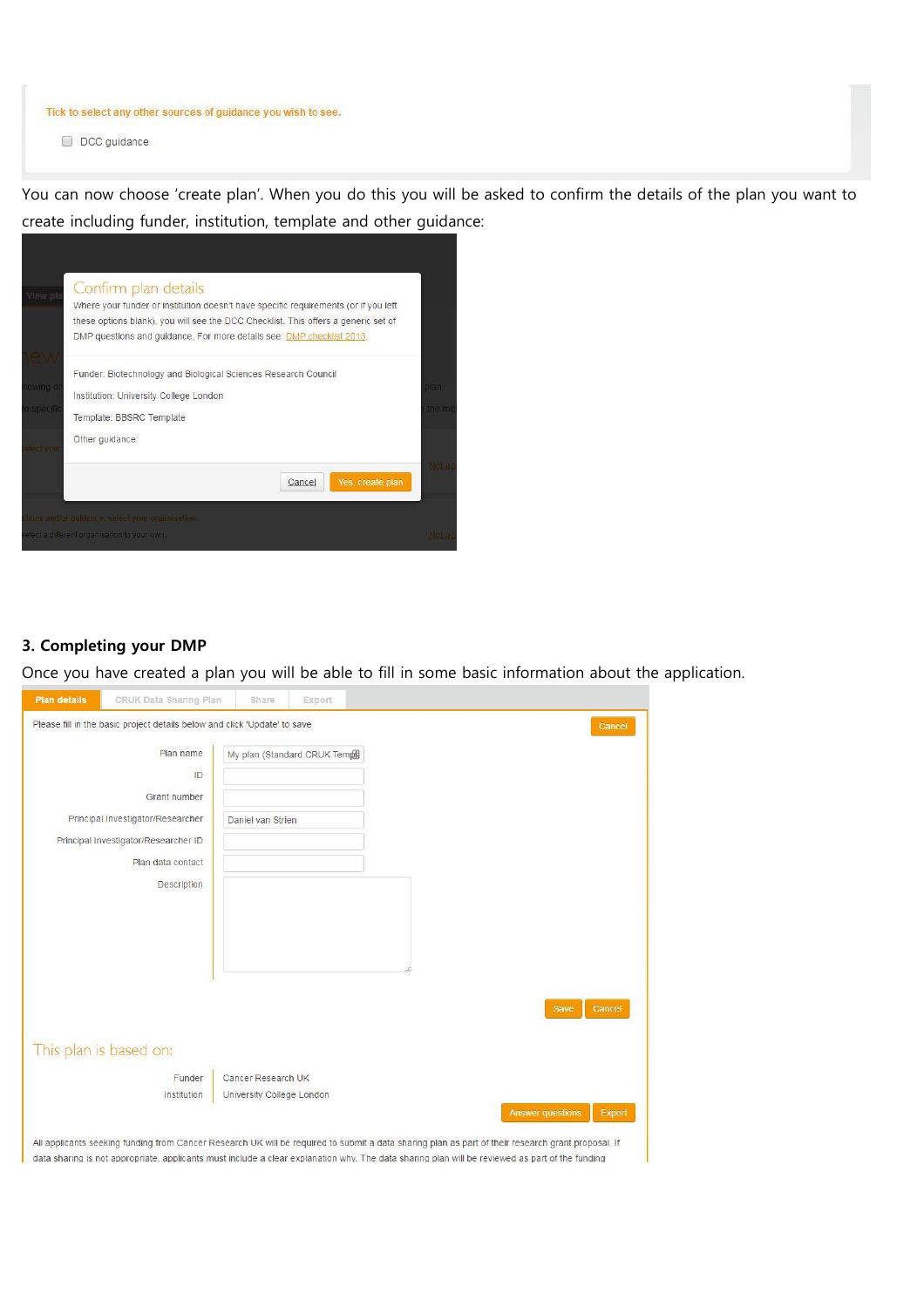Tick to select any other sources of guidance you wish to see.

DCC guidance

You can now choose 'create plan'. When you do this you will be asked to confirm the details of the plan you want to create including funder, institution, template and other guidance:

Confirm plan details

Where your funder or institution doesn't have specific requirements (or if you left these options blank), you will see the DCC Checklist. This offers a generic set of DMP questions and guidance. For more details see: DMP checklist 2013.

Funder: Biotechnology and Biological Sciences Research Council

Institution: University College London

Template: BBSRC Template

Other guidance:

Cancel | Yes, create plan

### 3. Completing your DMP

Once you have created a plan you will be able to fill in some basic information about the application.

Plan details | CRUK Data Sharing Plan | Share | Export

Please fill in the basic project details below and click 'Update' to save

Cancel

Plan name: My plan (Standard CRUK Temp

ID

Grant number

Principal Investigator/Researcher: Daniel van Strien

Principal Investigator/Researcher ID

Plan data contact

Description

Save | Cancel

This plan is based on:

Funder: Cancer Research UK

Institution: University College London

Answer questions | Export

All applicants seeking funding from Cancer Research UK will be required to submit a data sharing plan as part of their research grant proposal. If data sharing is not appropriate, applicants must include a clear explanation why. The data sharing plan will be reviewed as part of the funding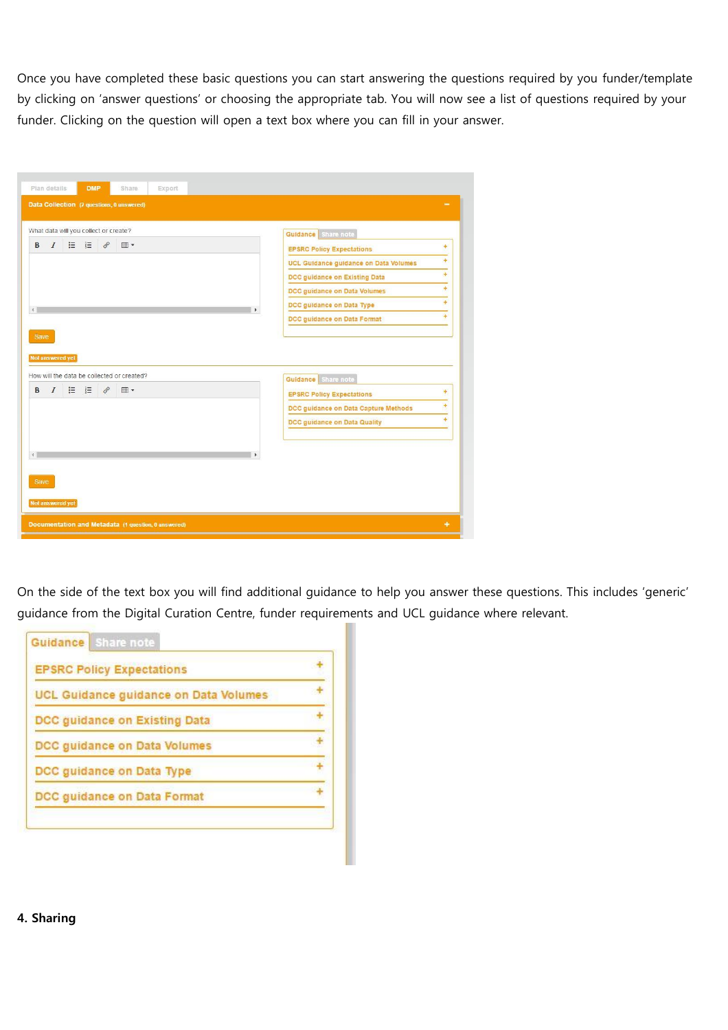Once you have completed these basic questions you can start answering the questions required by you funder/template by clicking on 'answer questions' or choosing the appropriate tab. You will now see a list of questions required by your funder. Clicking on the question will open a text box where you can fill in your answer.

On the side of the text box you will find additional guidance to help you answer these questions. This includes 'generic' guidance from the Digital Curation Centre, funder requirements and UCL guidance where relevant.

**4. Sharing**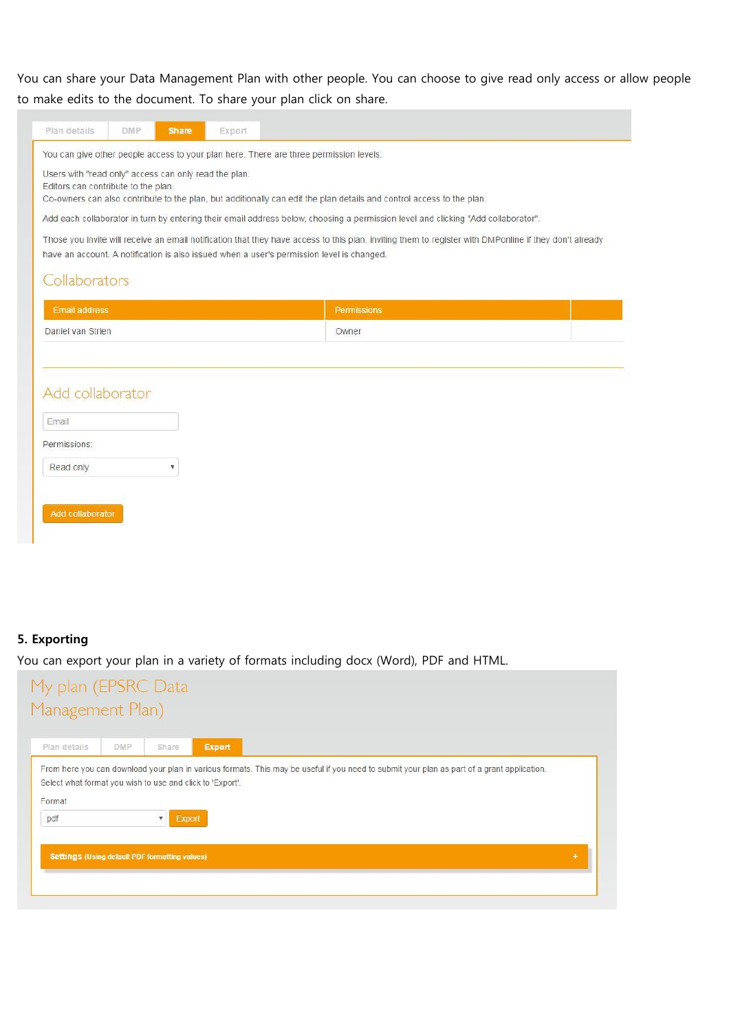You can share your Data Management Plan with other people. You can choose to give read only access or allow people to make edits to the document. To share your plan click on share.

Plan details | DMP | Share | Export

You can give other people access to your plan here. There are three permission levels.

Users with "read only" access can only read the plan.
Editors can contribute to the plan.
Co-owners can also contribute to the plan, but additionally can edit the plan details and control access to the plan.

Add each collaborator in turn by entering their email address below, choosing a permission level and clicking "Add collaborator".

Those you invite will receive an email notification that they have access to this plan, inviting them to register with DMPonline if they don't already have an account. A notification is also issued when a user's permission level is changed.

Collaborators

| Email address | Permissions | |
|---|---|---|
| Daniel van Strien | Owner | |

Add collaborator

Email

Permissions:

Read only

Add collaborator

## 5. Exporting

You can export your plan in a variety of formats including docx (Word), PDF and HTML.

My plan (EPSRC Data Management Plan)

Plan details | DMP | Share | Export

From here you can download your plan in various formats. This may be useful if you need to submit your plan as part of a grant application. Select what format you wish to use and click to 'Export'.

Format

pdf | Export

**Settings** (Using default PDF formatting values) +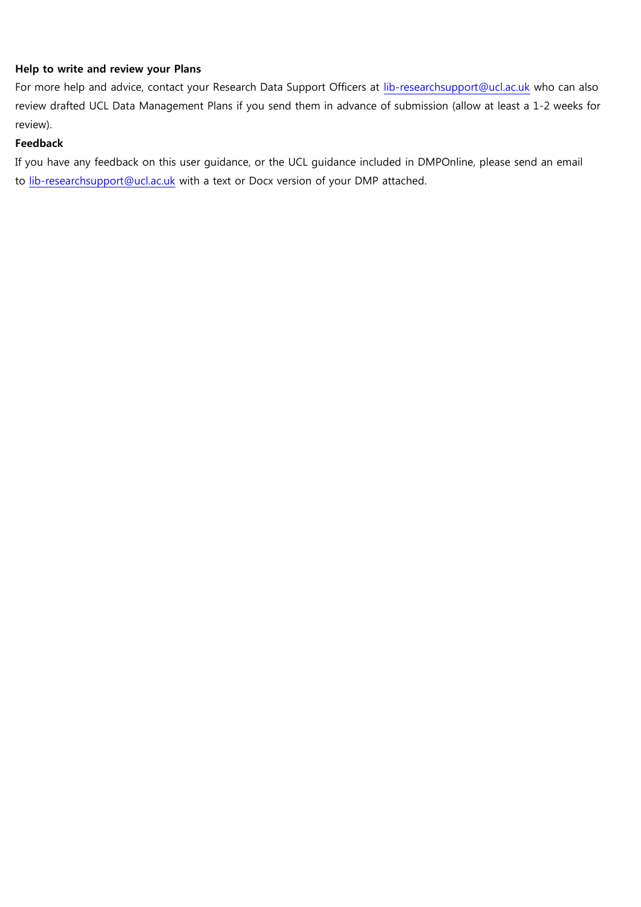**Help to write and review your Plans**

For more help and advice, contact your Research Data Support Officers at lib-researchsupport@ucl.ac.uk who can also review drafted UCL Data Management Plans if you send them in advance of submission (allow at least a 1-2 weeks for review).

**Feedback**

If you have any feedback on this user guidance, or the UCL guidance included in DMPOnline, please send an email to lib-researchsupport@ucl.ac.uk with a text or Docx version of your DMP attached.